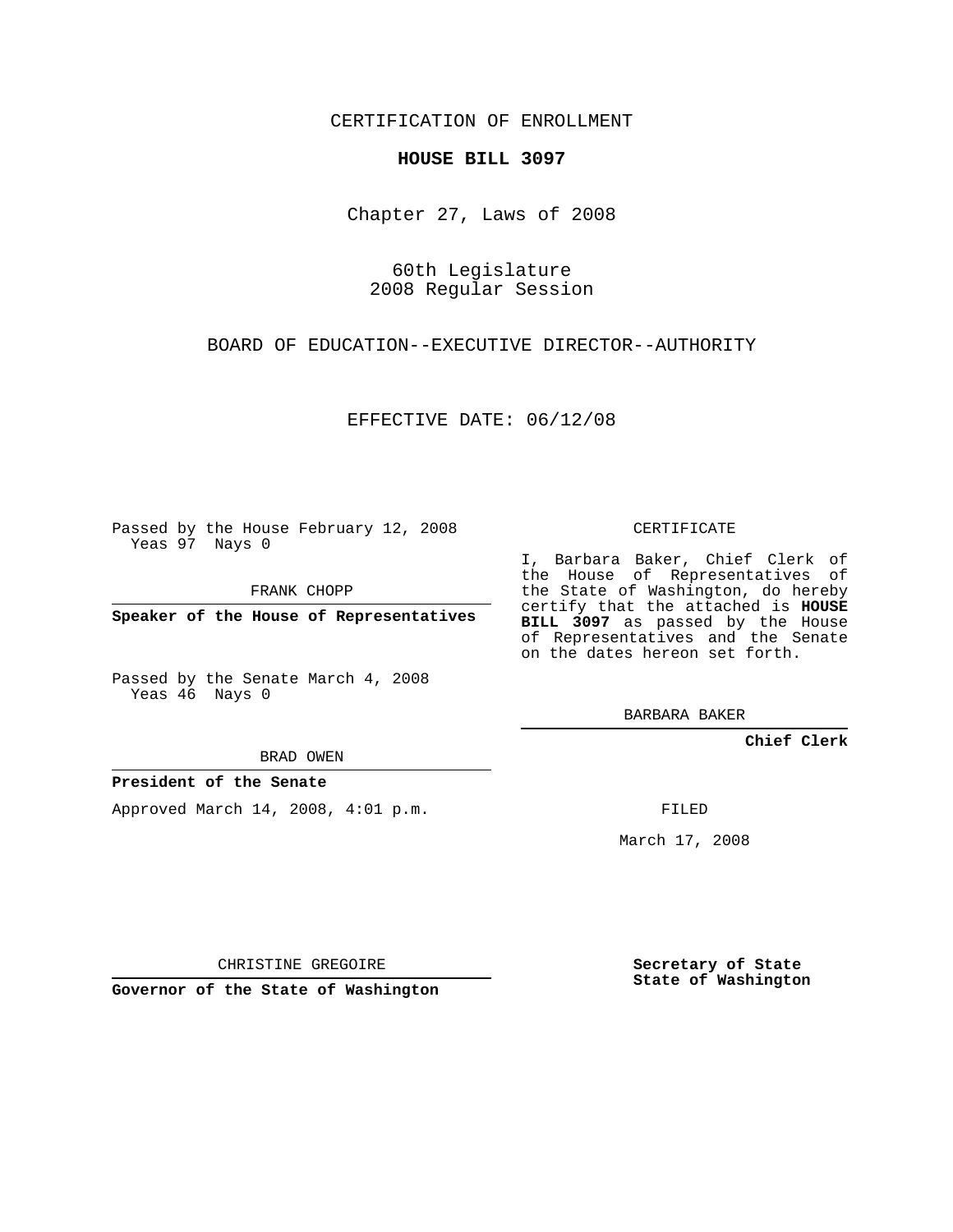CERTIFICATION OF ENROLLMENT

**HOUSE BILL 3097**

Chapter 27, Laws of 2008

60th Legislature
2008 Regular Session

BOARD OF EDUCATION--EXECUTIVE DIRECTOR--AUTHORITY

EFFECTIVE DATE: 06/12/08

Passed by the House February 12, 2008
Yeas 97 Nays 0

FRANK CHOPP

**Speaker of the House of Representatives**

Passed by the Senate March 4, 2008
Yeas 46 Nays 0

BRAD OWEN

**President of the Senate**

Approved March 14, 2008, 4:01 p.m.

CHRISTINE GREGOIRE

**Governor of the State of Washington**

CERTIFICATE

I, Barbara Baker, Chief Clerk of the House of Representatives of the State of Washington, do hereby certify that the attached is **HOUSE BILL 3097** as passed by the House of Representatives and the Senate on the dates hereon set forth.

BARBARA BAKER

**Chief Clerk**

FILED

March 17, 2008

**Secretary of State**
**State of Washington**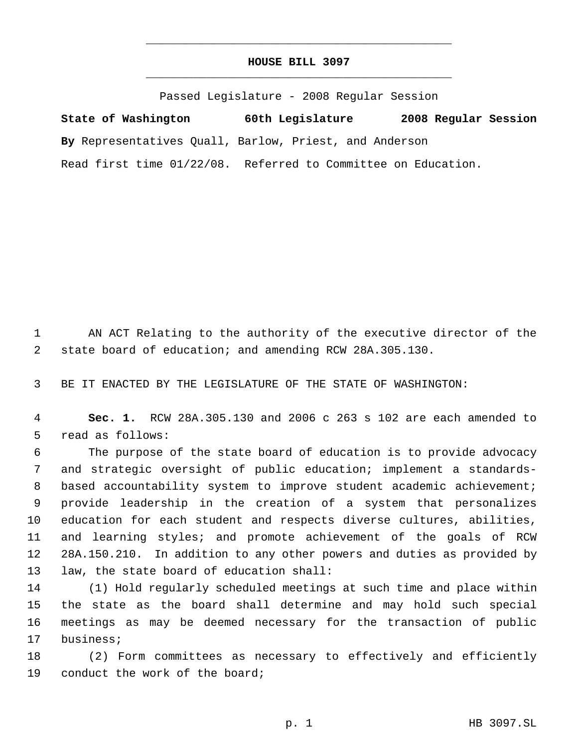# HOUSE BILL 3097

Passed Legislature - 2008 Regular Session

**State of Washington 60th Legislature 2008 Regular Session**

**By** Representatives Quall, Barlow, Priest, and Anderson

Read first time 01/22/08. Referred to Committee on Education.

AN ACT Relating to the authority of the executive director of the state board of education; and amending RCW 28A.305.130.

BE IT ENACTED BY THE LEGISLATURE OF THE STATE OF WASHINGTON:

**Sec. 1.** RCW 28A.305.130 and 2006 c 263 s 102 are each amended to read as follows:

The purpose of the state board of education is to provide advocacy and strategic oversight of public education; implement a standards-based accountability system to improve student academic achievement; provide leadership in the creation of a system that personalizes education for each student and respects diverse cultures, abilities, and learning styles; and promote achievement of the goals of RCW 28A.150.210. In addition to any other powers and duties as provided by law, the state board of education shall:

(1) Hold regularly scheduled meetings at such time and place within the state as the board shall determine and may hold such special meetings as may be deemed necessary for the transaction of public business;

(2) Form committees as necessary to effectively and efficiently conduct the work of the board;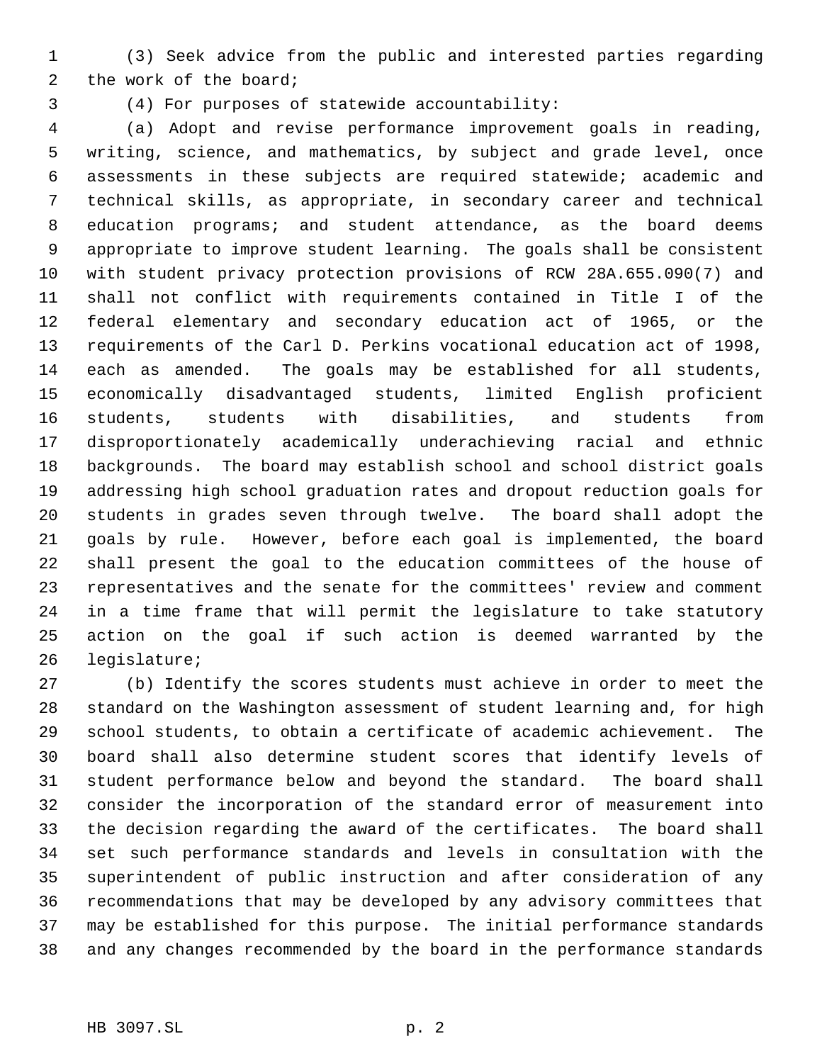(3) Seek advice from the public and interested parties regarding the work of the board;

(4) For purposes of statewide accountability:

(a) Adopt and revise performance improvement goals in reading, writing, science, and mathematics, by subject and grade level, once assessments in these subjects are required statewide; academic and technical skills, as appropriate, in secondary career and technical education programs; and student attendance, as the board deems appropriate to improve student learning. The goals shall be consistent with student privacy protection provisions of RCW 28A.655.090(7) and shall not conflict with requirements contained in Title I of the federal elementary and secondary education act of 1965, or the requirements of the Carl D. Perkins vocational education act of 1998, each as amended. The goals may be established for all students, economically disadvantaged students, limited English proficient students, students with disabilities, and students from disproportionately academically underachieving racial and ethnic backgrounds. The board may establish school and school district goals addressing high school graduation rates and dropout reduction goals for students in grades seven through twelve. The board shall adopt the goals by rule. However, before each goal is implemented, the board shall present the goal to the education committees of the house of representatives and the senate for the committees' review and comment in a time frame that will permit the legislature to take statutory action on the goal if such action is deemed warranted by the legislature;

(b) Identify the scores students must achieve in order to meet the standard on the Washington assessment of student learning and, for high school students, to obtain a certificate of academic achievement. The board shall also determine student scores that identify levels of student performance below and beyond the standard. The board shall consider the incorporation of the standard error of measurement into the decision regarding the award of the certificates. The board shall set such performance standards and levels in consultation with the superintendent of public instruction and after consideration of any recommendations that may be developed by any advisory committees that may be established for this purpose. The initial performance standards and any changes recommended by the board in the performance standards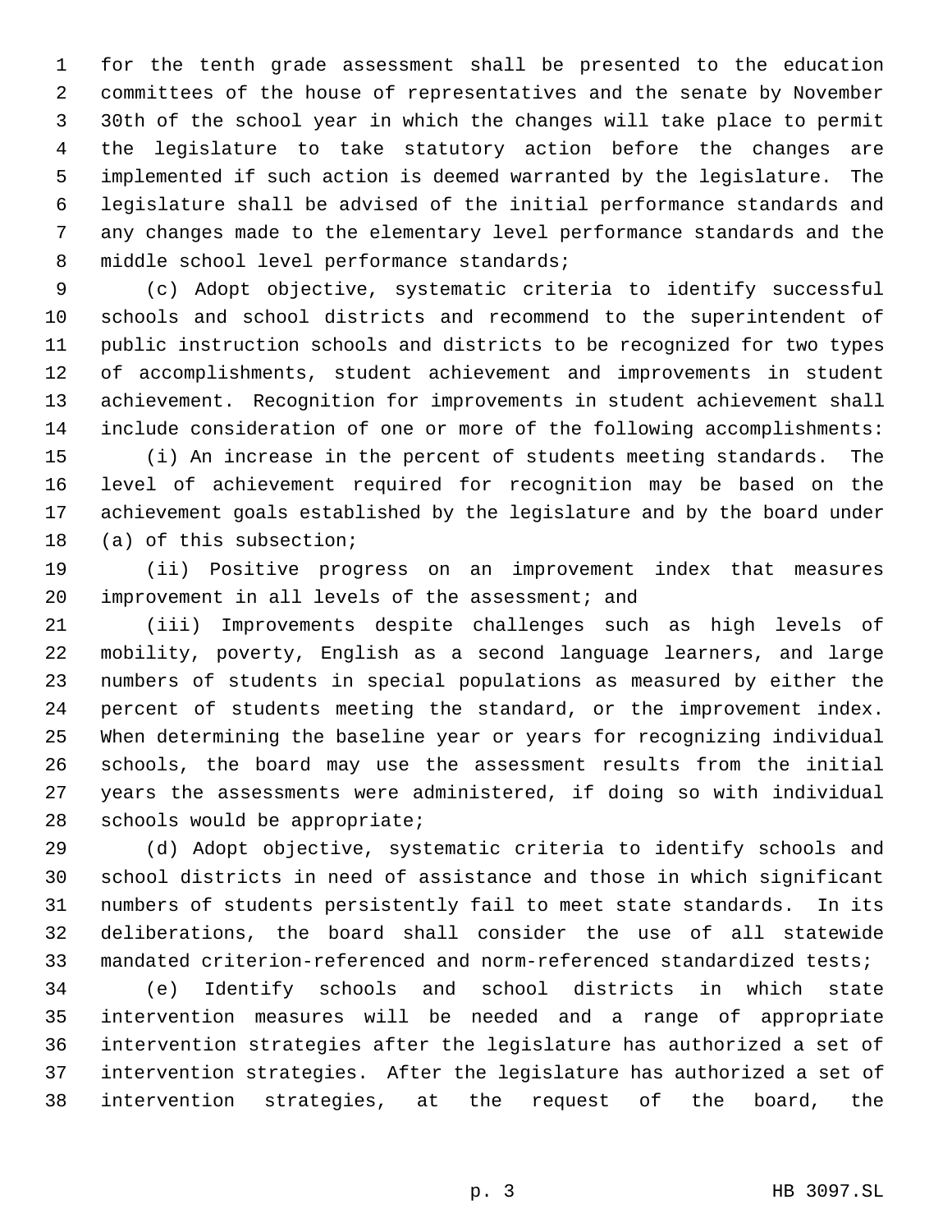for the tenth grade assessment shall be presented to the education committees of the house of representatives and the senate by November 30th of the school year in which the changes will take place to permit the legislature to take statutory action before the changes are implemented if such action is deemed warranted by the legislature. The legislature shall be advised of the initial performance standards and any changes made to the elementary level performance standards and the middle school level performance standards;

(c) Adopt objective, systematic criteria to identify successful schools and school districts and recommend to the superintendent of public instruction schools and districts to be recognized for two types of accomplishments, student achievement and improvements in student achievement. Recognition for improvements in student achievement shall include consideration of one or more of the following accomplishments:

(i) An increase in the percent of students meeting standards. The level of achievement required for recognition may be based on the achievement goals established by the legislature and by the board under (a) of this subsection;

(ii) Positive progress on an improvement index that measures improvement in all levels of the assessment; and

(iii) Improvements despite challenges such as high levels of mobility, poverty, English as a second language learners, and large numbers of students in special populations as measured by either the percent of students meeting the standard, or the improvement index. When determining the baseline year or years for recognizing individual schools, the board may use the assessment results from the initial years the assessments were administered, if doing so with individual schools would be appropriate;

(d) Adopt objective, systematic criteria to identify schools and school districts in need of assistance and those in which significant numbers of students persistently fail to meet state standards. In its deliberations, the board shall consider the use of all statewide mandated criterion-referenced and norm-referenced standardized tests;

(e) Identify schools and school districts in which state intervention measures will be needed and a range of appropriate intervention strategies after the legislature has authorized a set of intervention strategies. After the legislature has authorized a set of intervention strategies, at the request of the board, the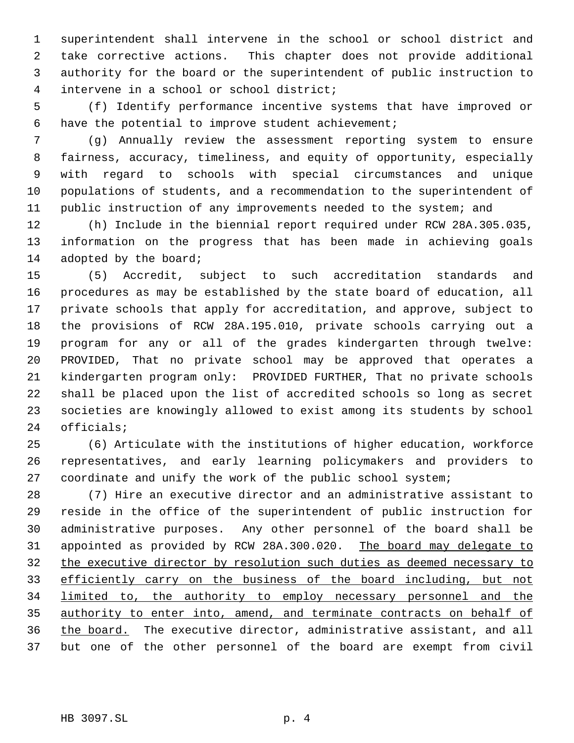superintendent shall intervene in the school or school district and take corrective actions. This chapter does not provide additional authority for the board or the superintendent of public instruction to intervene in a school or school district;

(f) Identify performance incentive systems that have improved or have the potential to improve student achievement;

(g) Annually review the assessment reporting system to ensure fairness, accuracy, timeliness, and equity of opportunity, especially with regard to schools with special circumstances and unique populations of students, and a recommendation to the superintendent of public instruction of any improvements needed to the system; and

(h) Include in the biennial report required under RCW 28A.305.035, information on the progress that has been made in achieving goals adopted by the board;

(5) Accredit, subject to such accreditation standards and procedures as may be established by the state board of education, all private schools that apply for accreditation, and approve, subject to the provisions of RCW 28A.195.010, private schools carrying out a program for any or all of the grades kindergarten through twelve: PROVIDED, That no private school may be approved that operates a kindergarten program only: PROVIDED FURTHER, That no private schools shall be placed upon the list of accredited schools so long as secret societies are knowingly allowed to exist among its students by school officials;

(6) Articulate with the institutions of higher education, workforce representatives, and early learning policymakers and providers to coordinate and unify the work of the public school system;

(7) Hire an executive director and an administrative assistant to reside in the office of the superintendent of public instruction for administrative purposes. Any other personnel of the board shall be appointed as provided by RCW 28A.300.020. <u>The board may delegate to the executive director by resolution such duties as deemed necessary to efficiently carry on the business of the board including, but not limited to, the authority to employ necessary personnel and the authority to enter into, amend, and terminate contracts on behalf of the board.</u> The executive director, administrative assistant, and all but one of the other personnel of the board are exempt from civil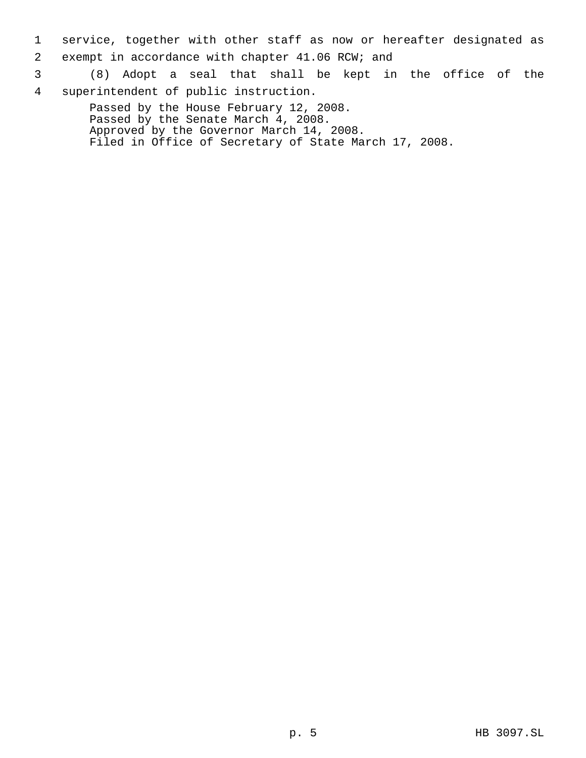service, together with other staff as now or hereafter designated as exempt in accordance with chapter 41.06 RCW; and

(8) Adopt a seal that shall be kept in the office of the superintendent of public instruction.

Passed by the House February 12, 2008.
Passed by the Senate March 4, 2008.
Approved by the Governor March 14, 2008.
Filed in Office of Secretary of State March 17, 2008.